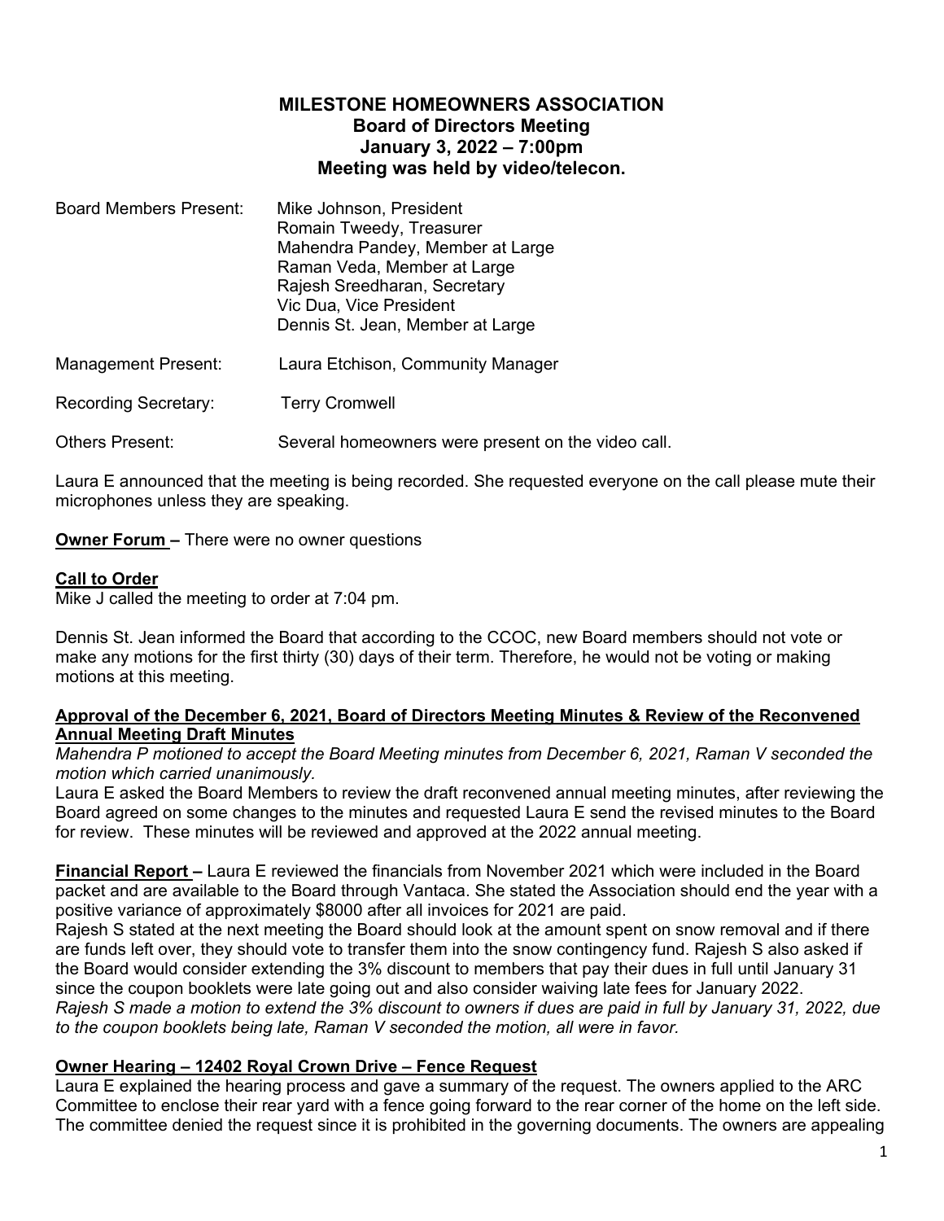# MILESTONE HOMEOWNERS ASSOCIATION
## Board of Directors Meeting
## January 3, 2022 – 7:00pm
## Meeting was held by video/telecon.

| | |
|---|---|
| Board Members Present: | Mike Johnson, President<br>Romain Tweedy, Treasurer<br>Mahendra Pandey, Member at Large<br>Raman Veda, Member at Large<br>Rajesh Sreedharan, Secretary<br>Vic Dua, Vice President<br>Dennis St. Jean, Member at Large |
| Management Present: | Laura Etchison, Community Manager |
| Recording Secretary: | Terry Cromwell |
| Others Present: | Several homeowners were present on the video call. |

Laura E announced that the meeting is being recorded. She requested everyone on the call please mute their microphones unless they are speaking.

**Owner Forum –** There were no owner questions

**Call to Order**

Mike J called the meeting to order at 7:04 pm.

Dennis St. Jean informed the Board that according to the CCOC, new Board members should not vote or make any motions for the first thirty (30) days of their term. Therefore, he would not be voting or making motions at this meeting.

**Approval of the December 6, 2021, Board of Directors Meeting Minutes & Review of the Reconvened Annual Meeting Draft Minutes**

*Mahendra P motioned to accept the Board Meeting minutes from December 6, 2021, Raman V seconded the motion which carried unanimously.*

Laura E asked the Board Members to review the draft reconvened annual meeting minutes, after reviewing the Board agreed on some changes to the minutes and requested Laura E send the revised minutes to the Board for review. These minutes will be reviewed and approved at the 2022 annual meeting.

**Financial Report –** Laura E reviewed the financials from November 2021 which were included in the Board packet and are available to the Board through Vantaca. She stated the Association should end the year with a positive variance of approximately $8000 after all invoices for 2021 are paid.

Rajesh S stated at the next meeting the Board should look at the amount spent on snow removal and if there are funds left over, they should vote to transfer them into the snow contingency fund. Rajesh S also asked if the Board would consider extending the 3% discount to members that pay their dues in full until January 31 since the coupon booklets were late going out and also consider waiving late fees for January 2022.

*Rajesh S made a motion to extend the 3% discount to owners if dues are paid in full by January 31, 2022, due to the coupon booklets being late, Raman V seconded the motion, all were in favor.*

**Owner Hearing – 12402 Royal Crown Drive – Fence Request**

Laura E explained the hearing process and gave a summary of the request. The owners applied to the ARC Committee to enclose their rear yard with a fence going forward to the rear corner of the home on the left side. The committee denied the request since it is prohibited in the governing documents. The owners are appealing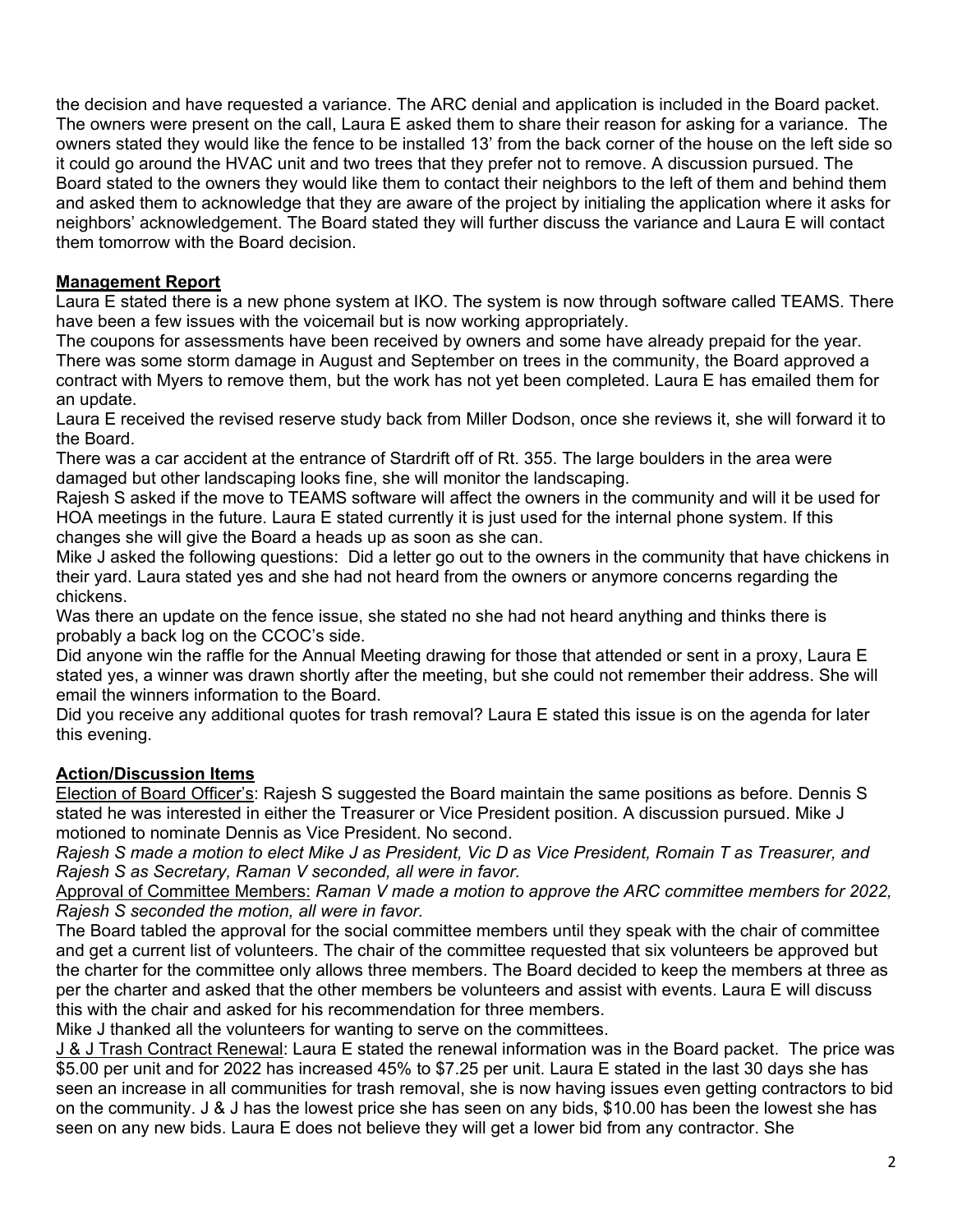the decision and have requested a variance. The ARC denial and application is included in the Board packet. The owners were present on the call, Laura E asked them to share their reason for asking for a variance. The owners stated they would like the fence to be installed 13' from the back corner of the house on the left side so it could go around the HVAC unit and two trees that they prefer not to remove. A discussion pursued. The Board stated to the owners they would like them to contact their neighbors to the left of them and behind them and asked them to acknowledge that they are aware of the project by initialing the application where it asks for neighbors' acknowledgement. The Board stated they will further discuss the variance and Laura E will contact them tomorrow with the Board decision.

**Management Report**

Laura E stated there is a new phone system at IKO. The system is now through software called TEAMS. There have been a few issues with the voicemail but is now working appropriately.

The coupons for assessments have been received by owners and some have already prepaid for the year.

There was some storm damage in August and September on trees in the community, the Board approved a contract with Myers to remove them, but the work has not yet been completed. Laura E has emailed them for an update.

Laura E received the revised reserve study back from Miller Dodson, once she reviews it, she will forward it to the Board.

There was a car accident at the entrance of Stardrift off of Rt. 355. The large boulders in the area were damaged but other landscaping looks fine, she will monitor the landscaping.

Rajesh S asked if the move to TEAMS software will affect the owners in the community and will it be used for HOA meetings in the future. Laura E stated currently it is just used for the internal phone system. If this changes she will give the Board a heads up as soon as she can.

Mike J asked the following questions: Did a letter go out to the owners in the community that have chickens in their yard. Laura stated yes and she had not heard from the owners or anymore concerns regarding the chickens.

Was there an update on the fence issue, she stated no she had not heard anything and thinks there is probably a back log on the CCOC's side.

Did anyone win the raffle for the Annual Meeting drawing for those that attended or sent in a proxy, Laura E stated yes, a winner was drawn shortly after the meeting, but she could not remember their address. She will email the winners information to the Board.

Did you receive any additional quotes for trash removal? Laura E stated this issue is on the agenda for later this evening.

**Action/Discussion Items**

Election of Board Officer's: Rajesh S suggested the Board maintain the same positions as before. Dennis S stated he was interested in either the Treasurer or Vice President position. A discussion pursued. Mike J motioned to nominate Dennis as Vice President. No second.

*Rajesh S made a motion to elect Mike J as President, Vic D as Vice President, Romain T as Treasurer, and Rajesh S as Secretary, Raman V seconded, all were in favor.*

Approval of Committee Members: *Raman V made a motion to approve the ARC committee members for 2022, Rajesh S seconded the motion, all were in favor.*

The Board tabled the approval for the social committee members until they speak with the chair of committee and get a current list of volunteers. The chair of the committee requested that six volunteers be approved but the charter for the committee only allows three members. The Board decided to keep the members at three as per the charter and asked that the other members be volunteers and assist with events. Laura E will discuss this with the chair and asked for his recommendation for three members.

Mike J thanked all the volunteers for wanting to serve on the committees.

J & J Trash Contract Renewal: Laura E stated the renewal information was in the Board packet. The price was $5.00 per unit and for 2022 has increased 45% to $7.25 per unit. Laura E stated in the last 30 days she has seen an increase in all communities for trash removal, she is now having issues even getting contractors to bid on the community. J & J has the lowest price she has seen on any bids, $10.00 has been the lowest she has seen on any new bids. Laura E does not believe they will get a lower bid from any contractor. She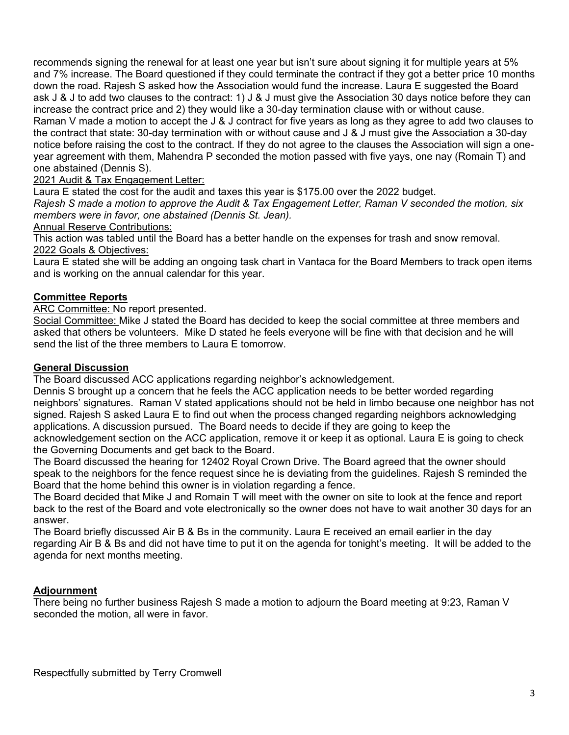recommends signing the renewal for at least one year but isn't sure about signing it for multiple years at 5% and 7% increase. The Board questioned if they could terminate the contract if they got a better price 10 months down the road. Rajesh S asked how the Association would fund the increase. Laura E suggested the Board ask J & J to add two clauses to the contract: 1) J & J must give the Association 30 days notice before they can increase the contract price and 2) they would like a 30-day termination clause with or without cause.
Raman V made a motion to accept the J & J contract for five years as long as they agree to add two clauses to the contract that state: 30-day termination with or without cause and J & J must give the Association a 30-day notice before raising the cost to the contract. If they do not agree to the clauses the Association will sign a one-year agreement with them, Mahendra P seconded the motion passed with five yays, one nay (Romain T) and one abstained (Dennis S).

<u>2021 Audit & Tax Engagement Letter:</u>

Laura E stated the cost for the audit and taxes this year is $175.00 over the 2022 budget.

*Rajesh S made a motion to approve the Audit & Tax Engagement Letter, Raman V seconded the motion, six members were in favor, one abstained (Dennis St. Jean).*

<u>Annual Reserve Contributions:</u>

This action was tabled until the Board has a better handle on the expenses for trash and snow removal.

<u>2022 Goals & Objectives:</u>

Laura E stated she will be adding an ongoing task chart in Vantaca for the Board Members to track open items and is working on the annual calendar for this year.

## **Committee Reports**

<u>ARC Committee:</u> No report presented.

<u>Social Committee:</u> Mike J stated the Board has decided to keep the social committee at three members and asked that others be volunteers. Mike D stated he feels everyone will be fine with that decision and he will send the list of the three members to Laura E tomorrow.

## **General Discussion**

The Board discussed ACC applications regarding neighbor's acknowledgement.

Dennis S brought up a concern that he feels the ACC application needs to be better worded regarding neighbors' signatures. Raman V stated applications should not be held in limbo because one neighbor has not signed. Rajesh S asked Laura E to find out when the process changed regarding neighbors acknowledging applications. A discussion pursued. The Board needs to decide if they are going to keep the acknowledgement section on the ACC application, remove it or keep it as optional. Laura E is going to check the Governing Documents and get back to the Board.

The Board discussed the hearing for 12402 Royal Crown Drive. The Board agreed that the owner should speak to the neighbors for the fence request since he is deviating from the guidelines. Rajesh S reminded the Board that the home behind this owner is in violation regarding a fence.

The Board decided that Mike J and Romain T will meet with the owner on site to look at the fence and report back to the rest of the Board and vote electronically so the owner does not have to wait another 30 days for an answer.

The Board briefly discussed Air B & Bs in the community. Laura E received an email earlier in the day regarding Air B & Bs and did not have time to put it on the agenda for tonight's meeting. It will be added to the agenda for next months meeting.

## **Adjournment**

There being no further business Rajesh S made a motion to adjourn the Board meeting at 9:23, Raman V seconded the motion, all were in favor.

Respectfully submitted by Terry Cromwell